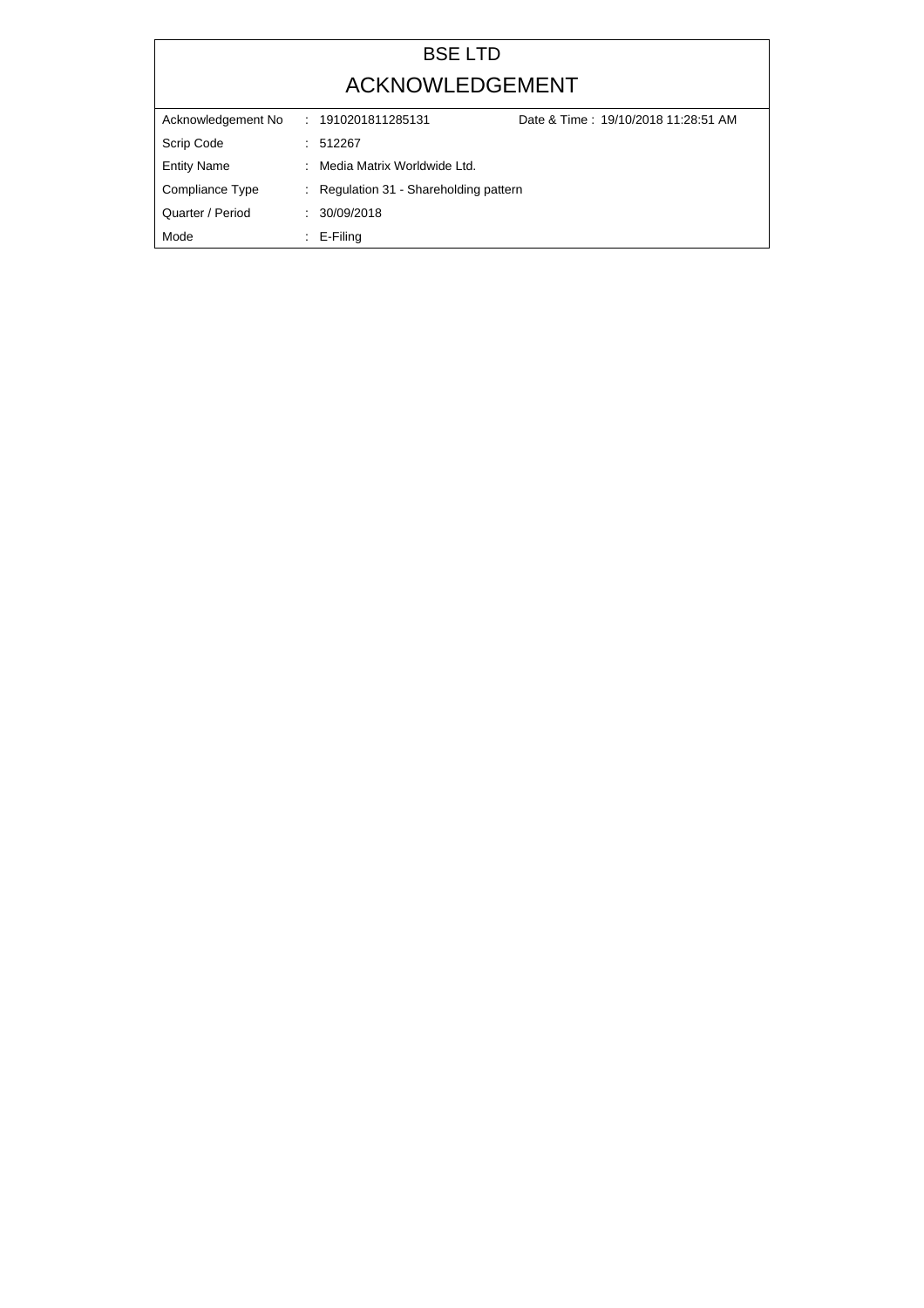# BSE LTD

## ACKNOWLEDGEMENT

| | | |
|---|---|---|
| Acknowledgement No | : 1910201811285131 | Date & Time : 19/10/2018 11:28:51 AM |
| Scrip Code | : 512267 | |
| Entity Name | : Media Matrix Worldwide Ltd. | |
| Compliance Type | : Regulation 31 - Shareholding pattern | |
| Quarter / Period | : 30/09/2018 | |
| Mode | : E-Filing | |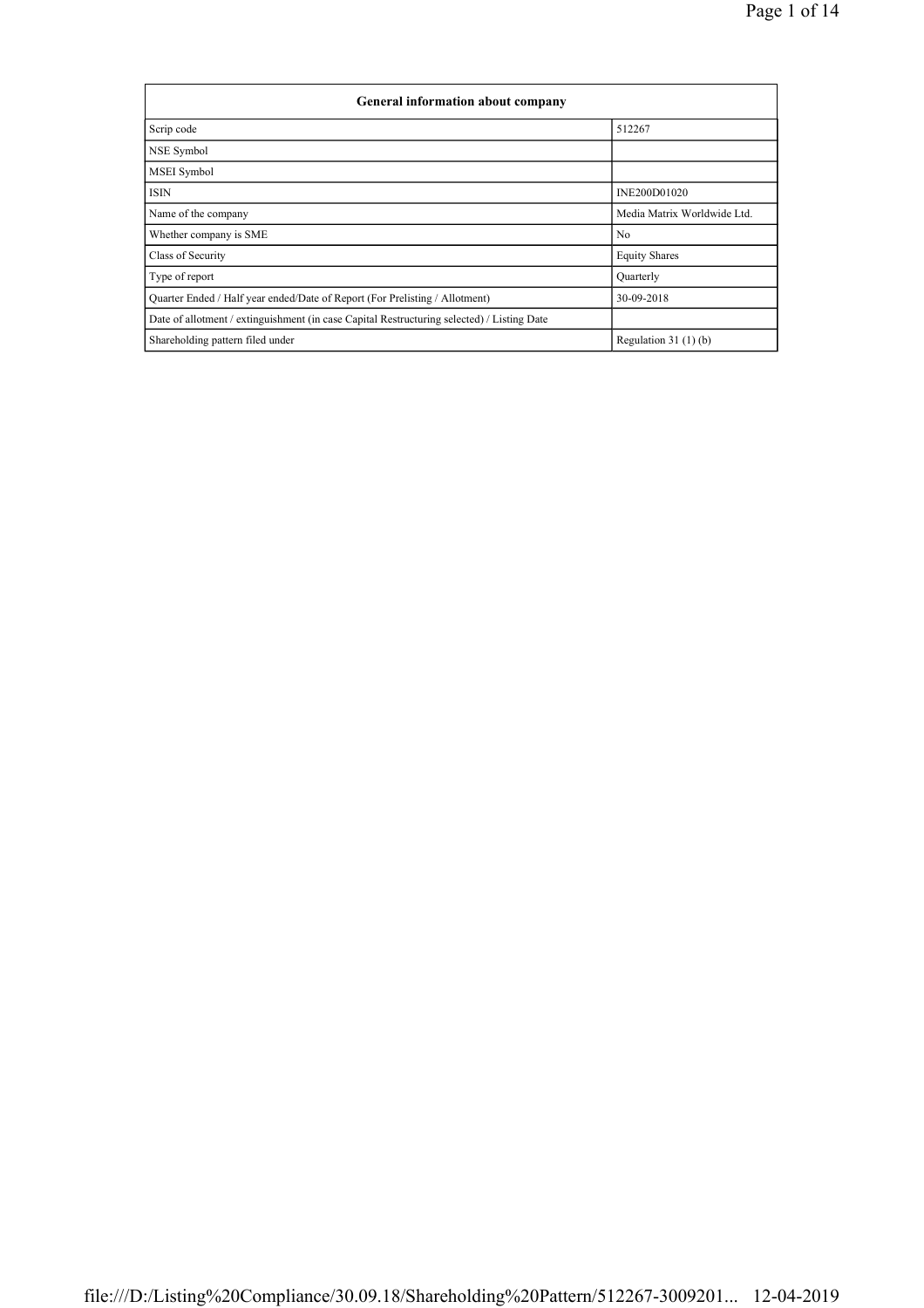| General information about company | |
|---|---|
| Scrip code | 512267 |
| NSE Symbol | |
| MSEI Symbol | |
| ISIN | INE200D01020 |
| Name of the company | Media Matrix Worldwide Ltd. |
| Whether company is SME | No |
| Class of Security | Equity Shares |
| Type of report | Quarterly |
| Quarter Ended / Half year ended/Date of Report (For Prelisting / Allotment) | 30-09-2018 |
| Date of allotment / extinguishment (in case Capital Restructuring selected) / Listing Date | |
| Shareholding pattern filed under | Regulation 31 (1) (b) |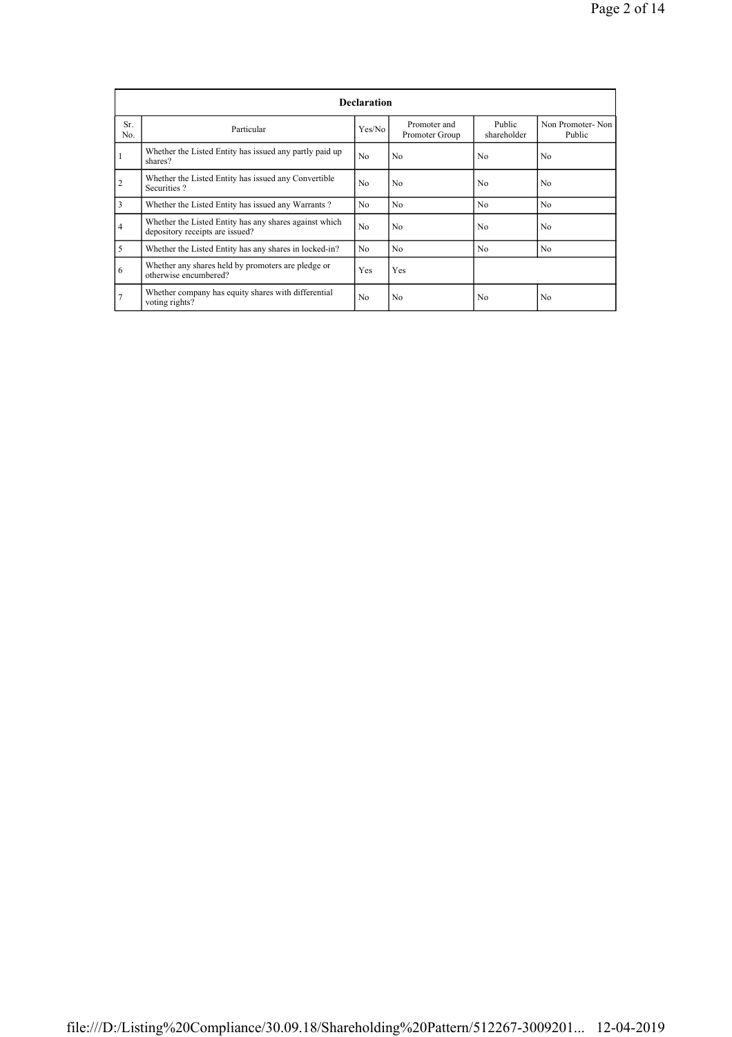| Declaration | | | | | |
|---|---|---|---|---|---|
| Sr. No. | Particular | Yes/No | Promoter and Promoter Group | Public shareholder | Non Promoter- Non Public |
| 1 | Whether the Listed Entity has issued any partly paid up shares? | No | No | No | No |
| 2 | Whether the Listed Entity has issued any Convertible Securities ? | No | No | No | No |
| 3 | Whether the Listed Entity has issued any Warrants ? | No | No | No | No |
| 4 | Whether the Listed Entity has any shares against which depository receipts are issued? | No | No | No | No |
| 5 | Whether the Listed Entity has any shares in locked-in? | No | No | No | No |
| 6 | Whether any shares held by promoters are pledge or otherwise encumbered? | Yes | Yes | | |
| 7 | Whether company has equity shares with differential voting rights? | No | No | No | No |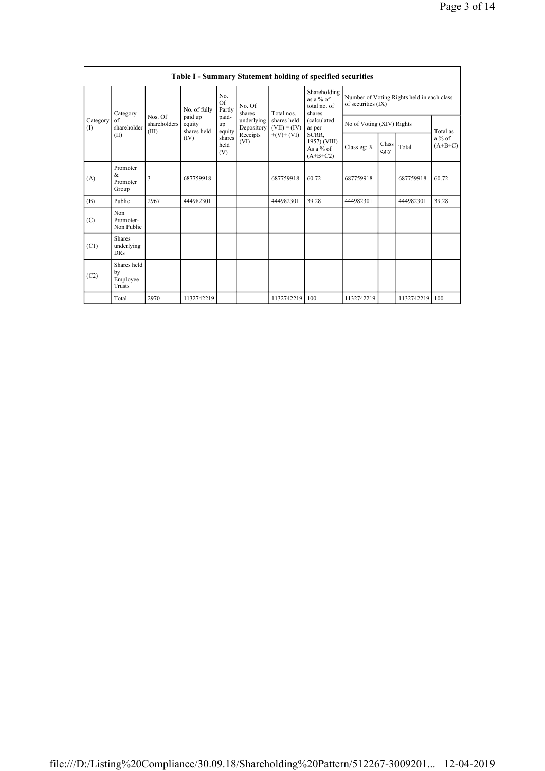## Table I - Summary Statement holding of specified securities

| Category (I) | Category of shareholder (II) | Nos. Of shareholders (III) | No. of fully paid up equity shares held (IV) | No. Of Partly paid-up equity shares held (V) | No. Of shares underlying Depository Receipts (VI) | Total nos. shares held (VII) = (IV)+(V)+ (VI) | Shareholding as a % of total no. of shares (calculated as per SCRR, 1957) (VIII) As a % of (A+B+C2) | Number of Voting Rights held in each class of securities (IX) | | | |
|---|---|---|---|---|---|---|---|---|---|---|---|
| | | | | | | | | No of Voting (XIV) Rights | | | Total as a % of (A+B+C) |
| | | | | | | | | Class eg: X | Class eg:y | Total | |
| (A) | Promoter & Promoter Group | 3 | 687759918 | | | 687759918 | 60.72 | 687759918 | | 687759918 | 60.72 |
| (B) | Public | 2967 | 444982301 | | | 444982301 | 39.28 | 444982301 | | 444982301 | 39.28 |
| (C) | Non Promoter- Non Public | | | | | | | | | | |
| (C1) | Shares underlying DRs | | | | | | | | | | |
| (C2) | Shares held by Employee Trusts | | | | | | | | | | |
| | Total | 2970 | 1132742219 | | | 1132742219 | 100 | 1132742219 | | 1132742219 | 100 |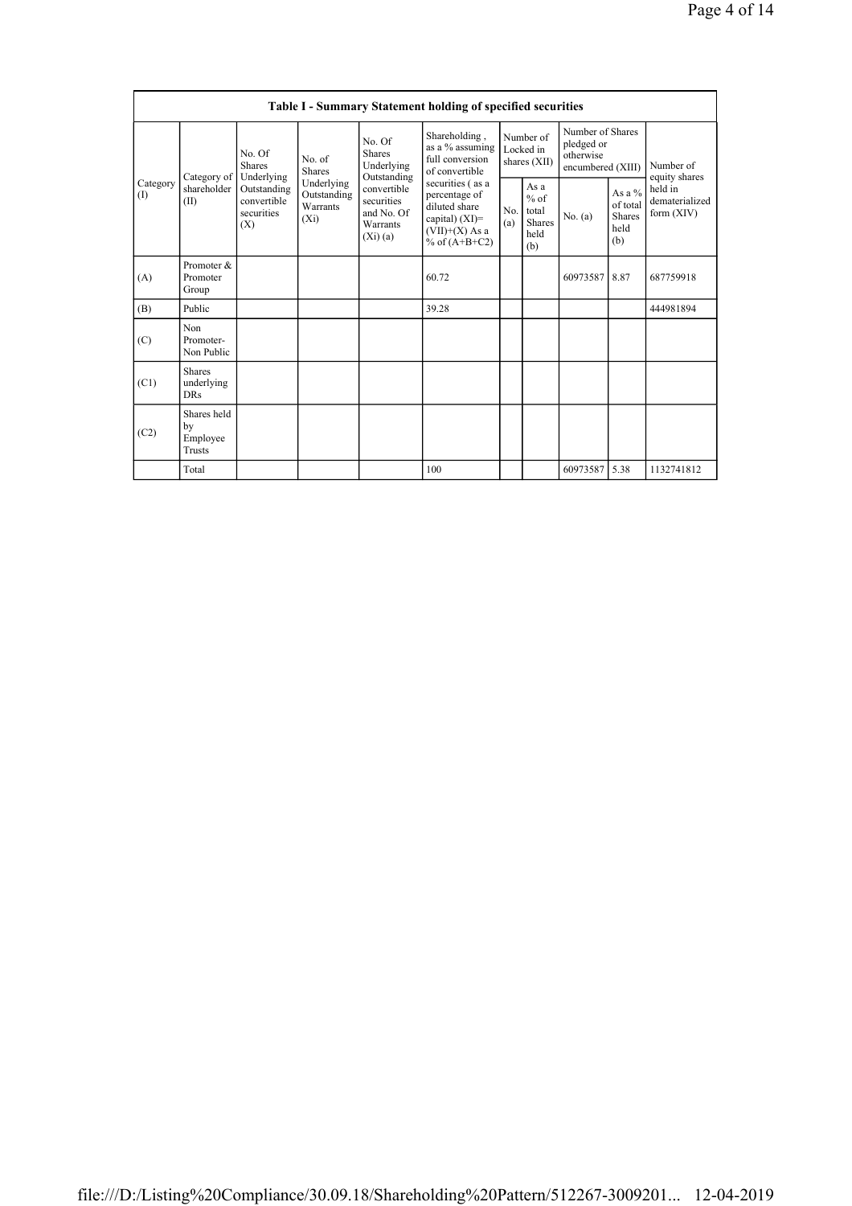| Table I - Summary Statement holding of specified securities | | | | | | | | | | | |
|---|---|---|---|---|---|---|---|---|---|---|---|
| Category (I) | Category of shareholder (II) | No. Of Shares Underlying Outstanding convertible securities (X) | No. of Shares Underlying Outstanding Warrants (Xi) | No. Of Shares Underlying Outstanding convertible securities and No. Of Warrants (Xi) (a) | Shareholding , as a % assuming full conversion of convertible securities ( as a percentage of diluted share capital) (XI)= (VII)+(X) As a % of (A+B+C2) | Number of Locked in shares (XII) | | Number of Shares pledged or otherwise encumbered (XIII) | | Number of equity shares held in dematerialized form (XIV) |
| | | | | | | No. (a) | As a % of total Shares held (b) | No. (a) | As a % of total Shares held (b) | |
| (A) | Promoter & Promoter Group | | | | 60.72 | | | 60973587 | 8.87 | 687759918 |
| (B) | Public | | | | 39.28 | | | | | 444981894 |
| (C) | Non Promoter- Non Public | | | | | | | | | |
| (C1) | Shares underlying DRs | | | | | | | | | |
| (C2) | Shares held by Employee Trusts | | | | | | | | | |
| | Total | | | | 100 | | | 60973587 | 5.38 | 1132741812 |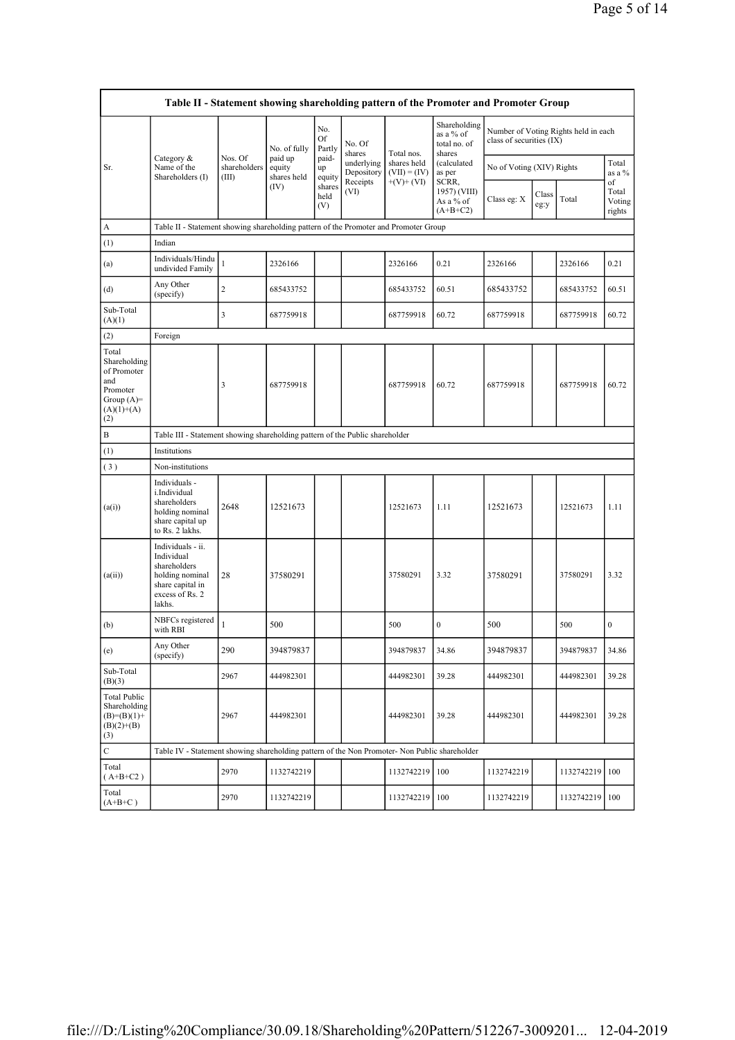| Table II - Statement showing shareholding pattern of the Promoter and Promoter Group | | | | | | | | | | | | |
|---|---|---|---|---|---|---|---|---|---|---|---|---|
| Sr. | Category & Name of the Shareholders (I) | Nos. Of shareholders (III) | No. of fully paid up equity shares held (IV) | No. Of Partly paid-up equity shares held (V) | No. Of shares underlying Depository Receipts (VI) | Total nos. shares held (VII) = (IV)+ (V)+ (VI) | Shareholding as a % of total no. of shares (calculated as per SCRR, 1957) (VIII) As a % of (A+B+C2) | Number of Voting Rights held in each class of securities (IX) | | | | |
| | | | | | | | | No of Voting (XIV) Rights | | | Total as a % of Total Voting rights |
| | | | | | | | | Class eg: X | Class eg:y | Total | |
| A | Table II - Statement showing shareholding pattern of the Promoter and Promoter Group | | | | | | | | | | |
| (1) | Indian | | | | | | | | | | |
| (a) | Individuals/Hindu undivided Family | 1 | 2326166 | | | 2326166 | 0.21 | 2326166 | | 2326166 | 0.21 |
| (d) | Any Other (specify) | 2 | 685433752 | | | 685433752 | 60.51 | 685433752 | | 685433752 | 60.51 |
| Sub-Total (A)(1) | | 3 | 687759918 | | | 687759918 | 60.72 | 687759918 | | 687759918 | 60.72 |
| (2) | Foreign | | | | | | | | | | |
| Total Shareholding of Promoter and Promoter Group (A)=(A)(1)+(A)(2) | | 3 | 687759918 | | | 687759918 | 60.72 | 687759918 | | 687759918 | 60.72 |
| B | Table III - Statement showing shareholding pattern of the Public shareholder | | | | | | | | | | |
| (1) | Institutions | | | | | | | | | | |
| (3) | Non-institutions | | | | | | | | | | |
| (a(i)) | Individuals - i.Individual shareholders holding nominal share capital up to Rs. 2 lakhs. | 2648 | 12521673 | | | 12521673 | 1.11 | 12521673 | | 12521673 | 1.11 |
| (a(ii)) | Individuals - ii. Individual shareholders holding nominal share capital in excess of Rs. 2 lakhs. | 28 | 37580291 | | | 37580291 | 3.32 | 37580291 | | 37580291 | 3.32 |
| (b) | NBFCs registered with RBI | 1 | 500 | | | 500 | 0 | 500 | | 500 | 0 |
| (e) | Any Other (specify) | 290 | 394879837 | | | 394879837 | 34.86 | 394879837 | | 394879837 | 34.86 |
| Sub-Total (B)(3) | | 2967 | 444982301 | | | 444982301 | 39.28 | 444982301 | | 444982301 | 39.28 |
| Total Public Shareholding (B)=(B)(1)+(B)(2)+(B)(3) | | 2967 | 444982301 | | | 444982301 | 39.28 | 444982301 | | 444982301 | 39.28 |
| C | Table IV - Statement showing shareholding pattern of the Non Promoter- Non Public shareholder | | | | | | | | | | |
| Total ( A+B+C2 ) | | 2970 | 1132742219 | | | 1132742219 | 100 | 1132742219 | | 1132742219 | 100 |
| Total (A+B+C ) | | 2970 | 1132742219 | | | 1132742219 | 100 | 1132742219 | | 1132742219 | 100 |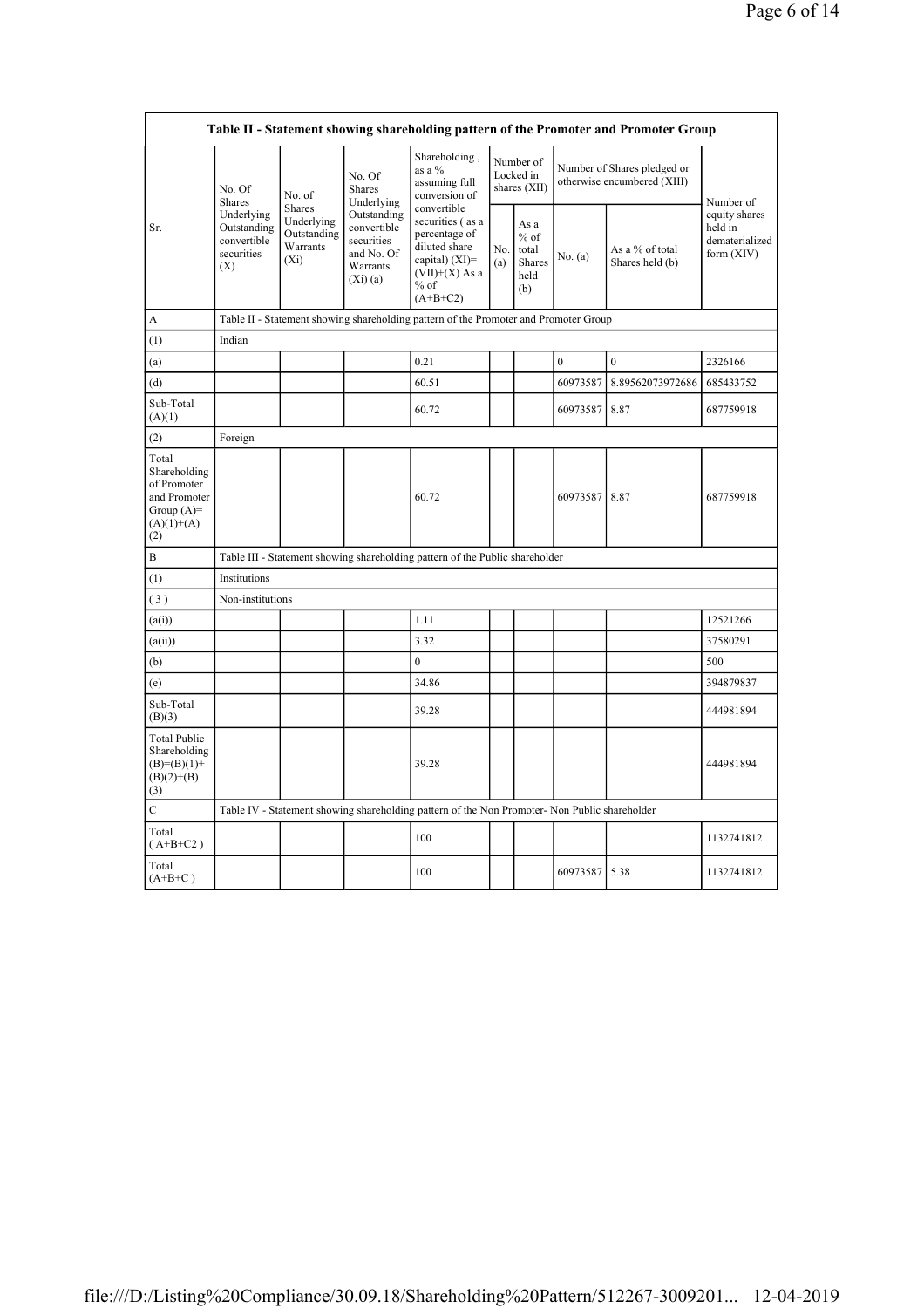| Table II - Statement showing shareholding pattern of the Promoter and Promoter Group | | | | | | | | | |
|---|---|---|---|---|---|---|---|---|---|
| Sr. | No. Of Shares Underlying Outstanding convertible securities (X) | No. of Shares Underlying Outstanding Warrants (Xi) | No. Of Shares Underlying Outstanding convertible securities and No. Of Warrants (Xi) (a) | Shareholding , as a % assuming full conversion of convertible securities ( as a percentage of diluted share capital) (XI)= (VII)+(X) As a % of (A+B+C2) | Number of Locked in shares (XII) | | Number of Shares pledged or otherwise encumbered (XIII) | | Number of equity shares held in dematerialized form (XIV) |
| | | | | | No. (a) | As a % of total Shares held (b) | No. (a) | As a % of total Shares held (b) | |
| A | Table II - Statement showing shareholding pattern of the Promoter and Promoter Group | | | | | | | | |
| (1) | Indian | | | | | | | | |
| (a) | | | | 0.21 | | | 0 | 0 | 2326166 |
| (d) | | | | 60.51 | | | 60973587 | 8.89562073972686 | 685433752 |
| Sub-Total (A)(1) | | | | 60.72 | | | 60973587 | 8.87 | 687759918 |
| (2) | Foreign | | | | | | | | |
| Total Shareholding of Promoter and Promoter Group (A)= (A)(1)+(A)(2) | | | | 60.72 | | | 60973587 | 8.87 | 687759918 |
| B | Table III - Statement showing shareholding pattern of the Public shareholder | | | | | | | | |
| (1) | Institutions | | | | | | | | |
| (3) | Non-institutions | | | | | | | | |
| (a(i)) | | | | 1.11 | | | | | 12521266 |
| (a(ii)) | | | | 3.32 | | | | | 37580291 |
| (b) | | | | 0 | | | | | 500 |
| (e) | | | | 34.86 | | | | | 394879837 |
| Sub-Total (B)(3) | | | | 39.28 | | | | | 444981894 |
| Total Public Shareholding (B)=(B)(1)+(B)(2)+(B)(3) | | | | 39.28 | | | | | 444981894 |
| C | Table IV - Statement showing shareholding pattern of the Non Promoter- Non Public shareholder | | | | | | | | |
| Total ( A+B+C2 ) | | | | 100 | | | | | 1132741812 |
| Total (A+B+C ) | | | | 100 | | | 60973587 | 5.38 | 1132741812 |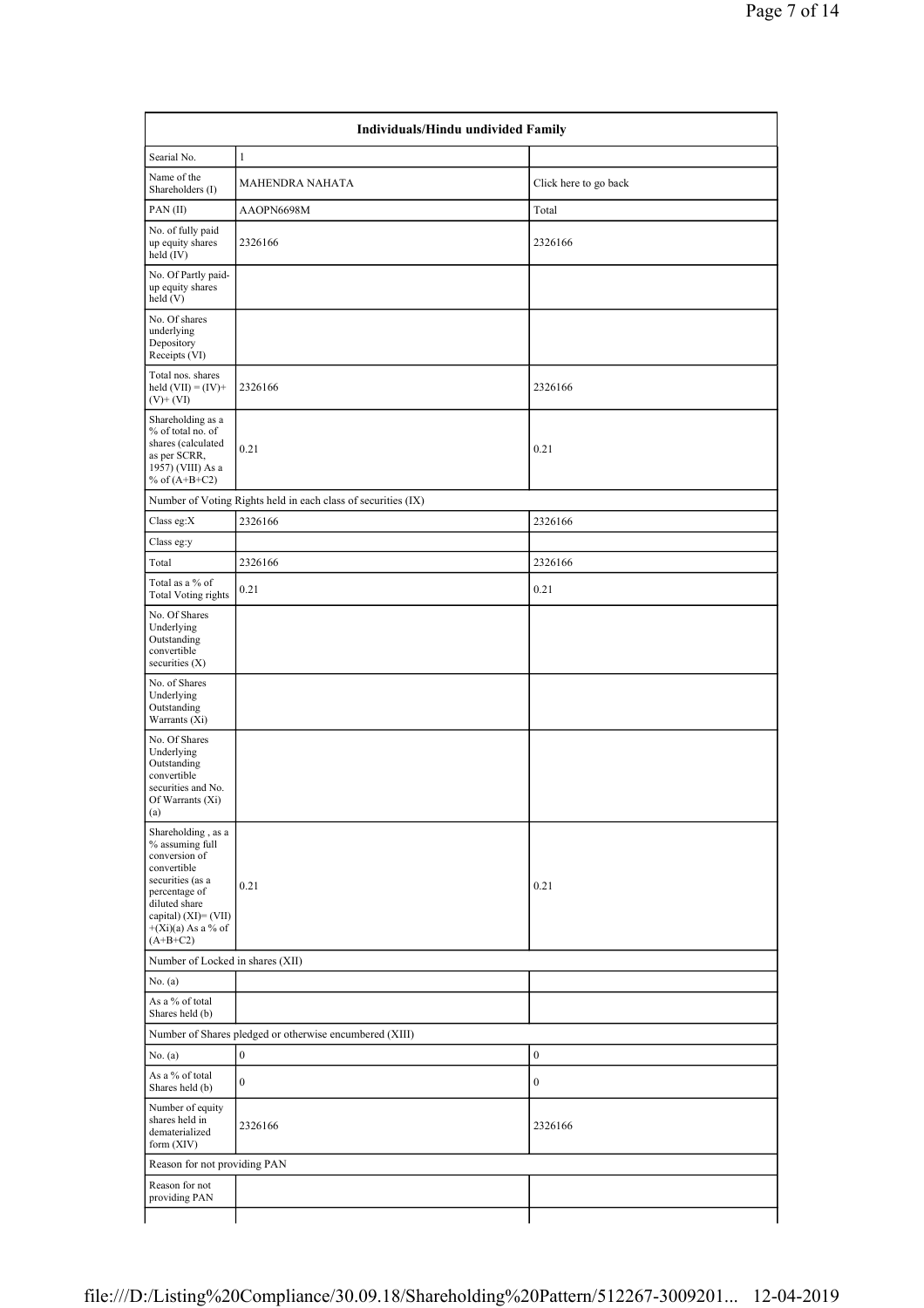| Individuals/Hindu undivided Family | | |
|---|---|---|
| Searial No. | 1 | |
| Name of the Shareholders (I) | MAHENDRA NAHATA | Click here to go back |
| PAN (II) | AAOPN6698M | Total |
| No. of fully paid up equity shares held (IV) | 2326166 | 2326166 |
| No. Of Partly paid-up equity shares held (V) | | |
| No. Of shares underlying Depository Receipts (VI) | | |
| Total nos. shares held (VII) = (IV)+ (V)+ (VI) | 2326166 | 2326166 |
| Shareholding as a % of total no. of shares (calculated as per SCRR, 1957) (VIII) As a % of (A+B+C2) | 0.21 | 0.21 |
| Number of Voting Rights held in each class of securities (IX) | | |
| Class eg:X | 2326166 | 2326166 |
| Class eg:y | | |
| Total | 2326166 | 2326166 |
| Total as a % of Total Voting rights | 0.21 | 0.21 |
| No. Of Shares Underlying Outstanding convertible securities (X) | | |
| No. of Shares Underlying Outstanding Warrants (Xi) | | |
| No. Of Shares Underlying Outstanding convertible securities and No. Of Warrants (Xi) (a) | | |
| Shareholding , as a % assuming full conversion of convertible securities (as a percentage of diluted share capital) (XI)= (VII)+(Xi)(a) As a % of (A+B+C2) | 0.21 | 0.21 |
| Number of Locked in shares (XII) | | |
| No. (a) | | |
| As a % of total Shares held (b) | | |
| Number of Shares pledged or otherwise encumbered (XIII) | | |
| No. (a) | 0 | 0 |
| As a % of total Shares held (b) | 0 | 0 |
| Number of equity shares held in dematerialized form (XIV) | 2326166 | 2326166 |
| Reason for not providing PAN | | |
| Reason for not providing PAN | | |
| | | |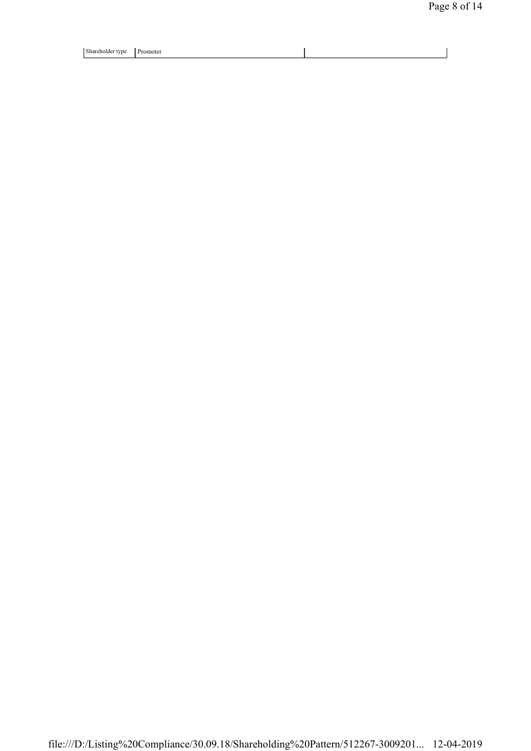| | | |
|---|---|---|
| Shareholder type | Promoter | |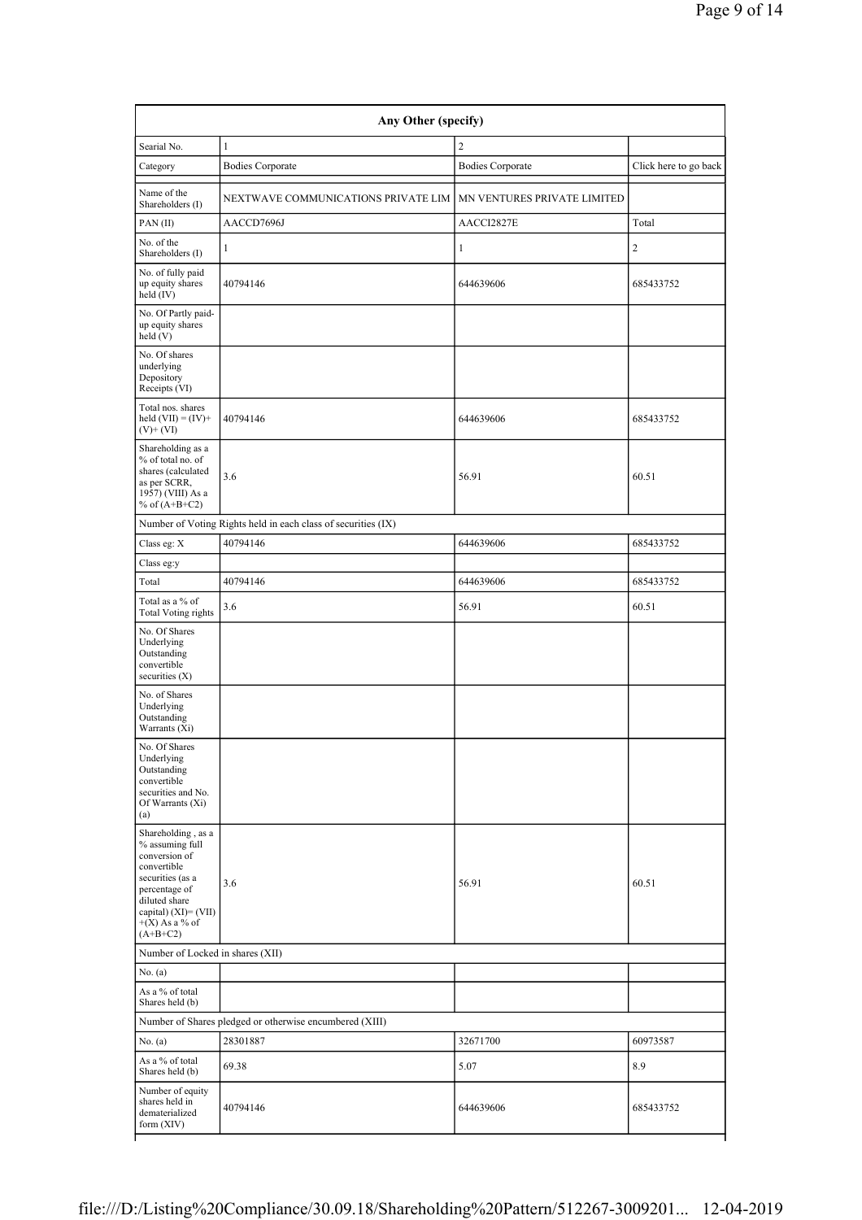| Any Other (specify) | | | |
|---|---|---|---|
| Searial No. | 1 | 2 | |
| Category | Bodies Corporate | Bodies Corporate | Click here to go back |
| Name of the Shareholders (I) | NEXTWAVE COMMUNICATIONS PRIVATE LIM | MN VENTURES PRIVATE LIMITED | |
| PAN (II) | AACCD7696J | AACCI2827E | Total |
| No. of the Shareholders (I) | 1 | 1 | 2 |
| No. of fully paid up equity shares held (IV) | 40794146 | 644639606 | 685433752 |
| No. Of Partly paid-up equity shares held (V) | | | |
| No. Of shares underlying Depository Receipts (VI) | | | |
| Total nos. shares held (VII) = (IV)+(V)+ (VI) | 40794146 | 644639606 | 685433752 |
| Shareholding as a % of total no. of shares (calculated as per SCRR, 1957) (VIII) As a % of (A+B+C2) | 3.6 | 56.91 | 60.51 |
| Number of Voting Rights held in each class of securities (IX) | | | |
| Class eg: X | 40794146 | 644639606 | 685433752 |
| Class eg:y | | | |
| Total | 40794146 | 644639606 | 685433752 |
| Total as a % of Total Voting rights | 3.6 | 56.91 | 60.51 |
| No. Of Shares Underlying Outstanding convertible securities (X) | | | |
| No. of Shares Underlying Outstanding Warrants (Xi) | | | |
| No. Of Shares Underlying Outstanding convertible securities and No. Of Warrants (Xi) (a) | | | |
| Shareholding , as a % assuming full conversion of convertible securities (as a percentage of diluted share capital) (XI)= (VII)+(X) As a % of (A+B+C2) | 3.6 | 56.91 | 60.51 |
| Number of Locked in shares (XII) | | | |
| No. (a) | | | |
| As a % of total Shares held (b) | | | |
| Number of Shares pledged or otherwise encumbered (XIII) | | | |
| No. (a) | 28301887 | 32671700 | 60973587 |
| As a % of total Shares held (b) | 69.38 | 5.07 | 8.9 |
| Number of equity shares held in dematerialized form (XIV) | 40794146 | 644639606 | 685433752 |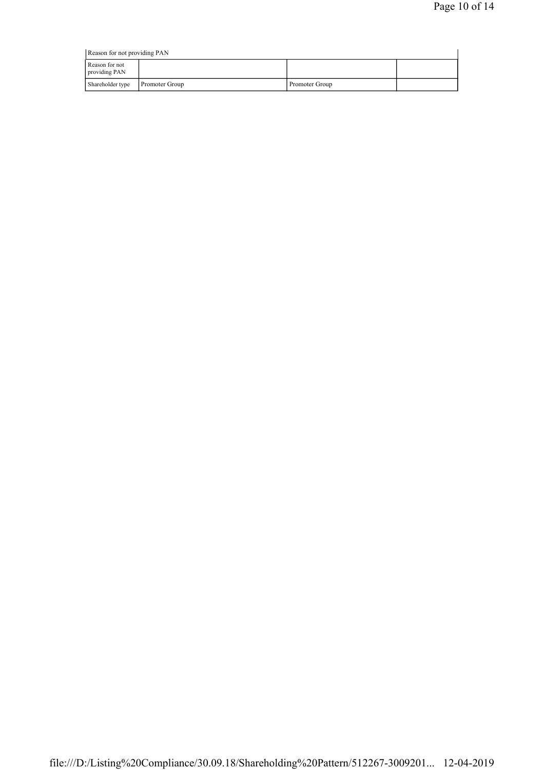| Reason for not providing PAN | | | |
|---|---|---|---|
| Reason for not providing PAN | | | |
| Shareholder type | Promoter Group | Promoter Group | |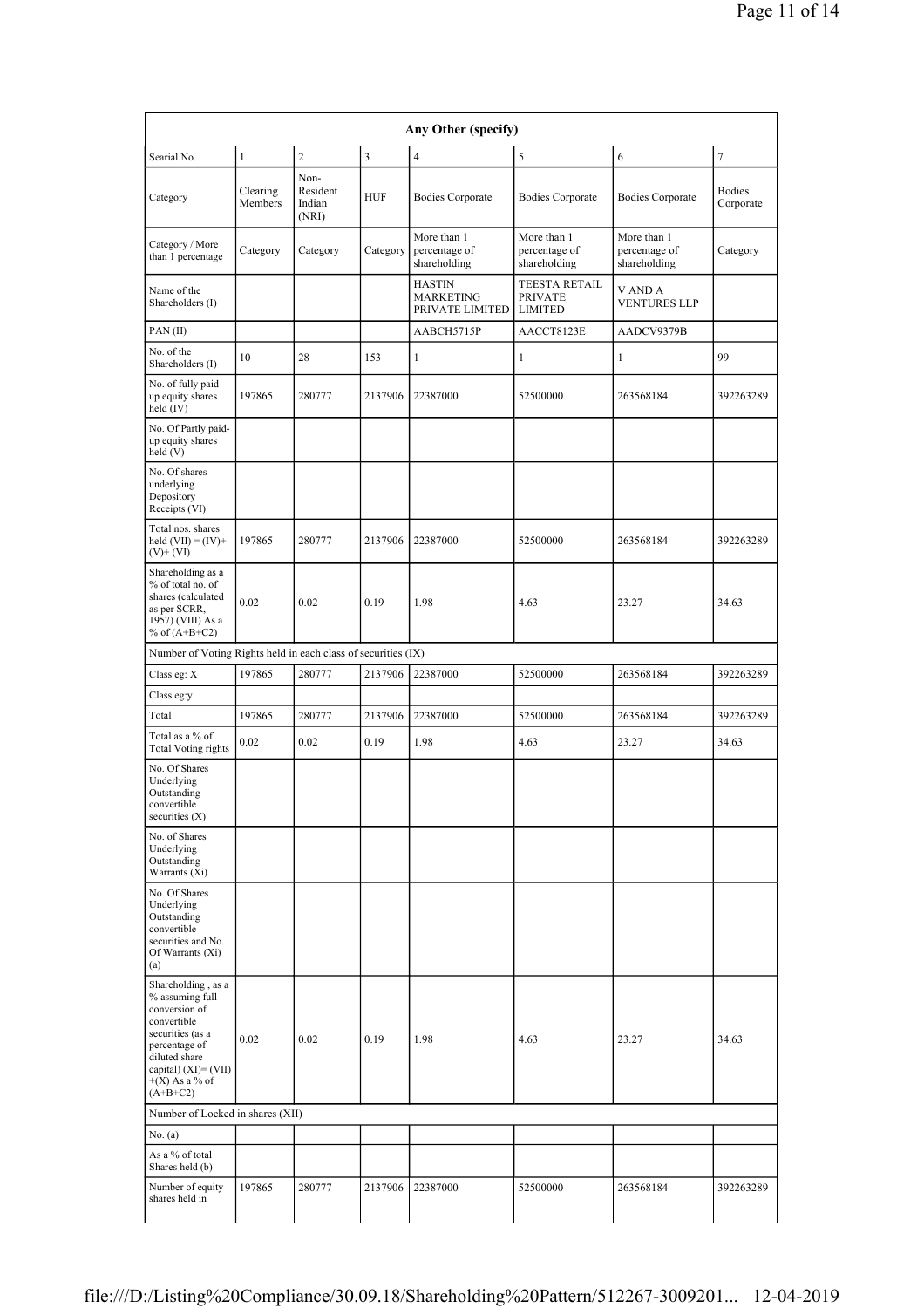| Any Other (specify) | | | | | | | |
|---|---|---|---|---|---|---|---|
| Searial No. | 1 | 2 | 3 | 4 | 5 | 6 | 7 |
| Category | Clearing Members | Non-Resident Indian (NRI) | HUF | Bodies Corporate | Bodies Corporate | Bodies Corporate | Bodies Corporate |
| Category / More than 1 percentage | Category | Category | Category | More than 1 percentage of shareholding | More than 1 percentage of shareholding | More than 1 percentage of shareholding | Category |
| Name of the Shareholders (I) | | | | HASTIN MARKETING PRIVATE LIMITED | TEESTA RETAIL PRIVATE LIMITED | V AND A VENTURES LLP | |
| PAN (II) | | | | AABCH5715P | AACCT8123E | AADCV9379B | |
| No. of the Shareholders (I) | 10 | 28 | 153 | 1 | 1 | 1 | 99 |
| No. of fully paid up equity shares held (IV) | 197865 | 280777 | 2137906 | 22387000 | 52500000 | 263568184 | 392263289 |
| No. Of Partly paid-up equity shares held (V) | | | | | | | |
| No. Of shares underlying Depository Receipts (VI) | | | | | | | |
| Total nos. shares held (VII) = (IV)+ (V)+ (VI) | 197865 | 280777 | 2137906 | 22387000 | 52500000 | 263568184 | 392263289 |
| Shareholding as a % of total no. of shares (calculated as per SCRR, 1957) (VIII) As a % of (A+B+C2) | 0.02 | 0.02 | 0.19 | 1.98 | 4.63 | 23.27 | 34.63 |
| Number of Voting Rights held in each class of securities (IX) | | | | | | | |
| Class eg: X | 197865 | 280777 | 2137906 | 22387000 | 52500000 | 263568184 | 392263289 |
| Class eg:y | | | | | | | |
| Total | 197865 | 280777 | 2137906 | 22387000 | 52500000 | 263568184 | 392263289 |
| Total as a % of Total Voting rights | 0.02 | 0.02 | 0.19 | 1.98 | 4.63 | 23.27 | 34.63 |
| No. Of Shares Underlying Outstanding convertible securities (X) | | | | | | | |
| No. of Shares Underlying Outstanding Warrants (Xi) | | | | | | | |
| No. Of Shares Underlying Outstanding convertible securities and No. Of Warrants (Xi) (a) | | | | | | | |
| Shareholding , as a % assuming full conversion of convertible securities (as a percentage of diluted share capital) (XI)= (VII) +(X) As a % of (A+B+C2) | 0.02 | 0.02 | 0.19 | 1.98 | 4.63 | 23.27 | 34.63 |
| Number of Locked in shares (XII) | | | | | | | |
| No. (a) | | | | | | | |
| As a % of total Shares held (b) | | | | | | | |
| Number of equity shares held in | 197865 | 280777 | 2137906 | 22387000 | 52500000 | 263568184 | 392263289 |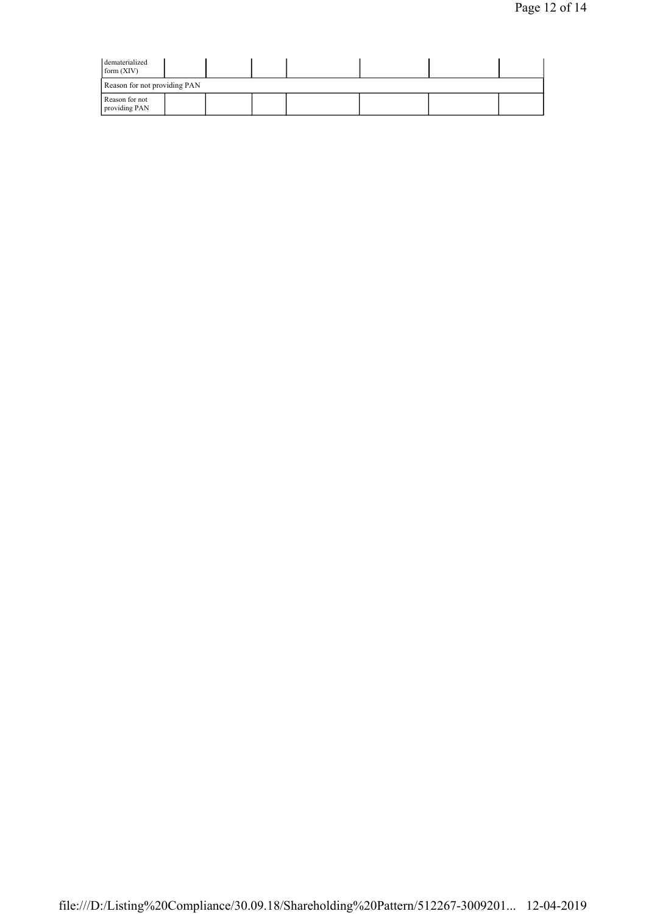| dematerialized form (XIV) | | | | | | | |
|---|---|---|---|---|---|---|---|
| Reason for not providing PAN | | | | | | | |
| Reason for not providing PAN | | | | | | | |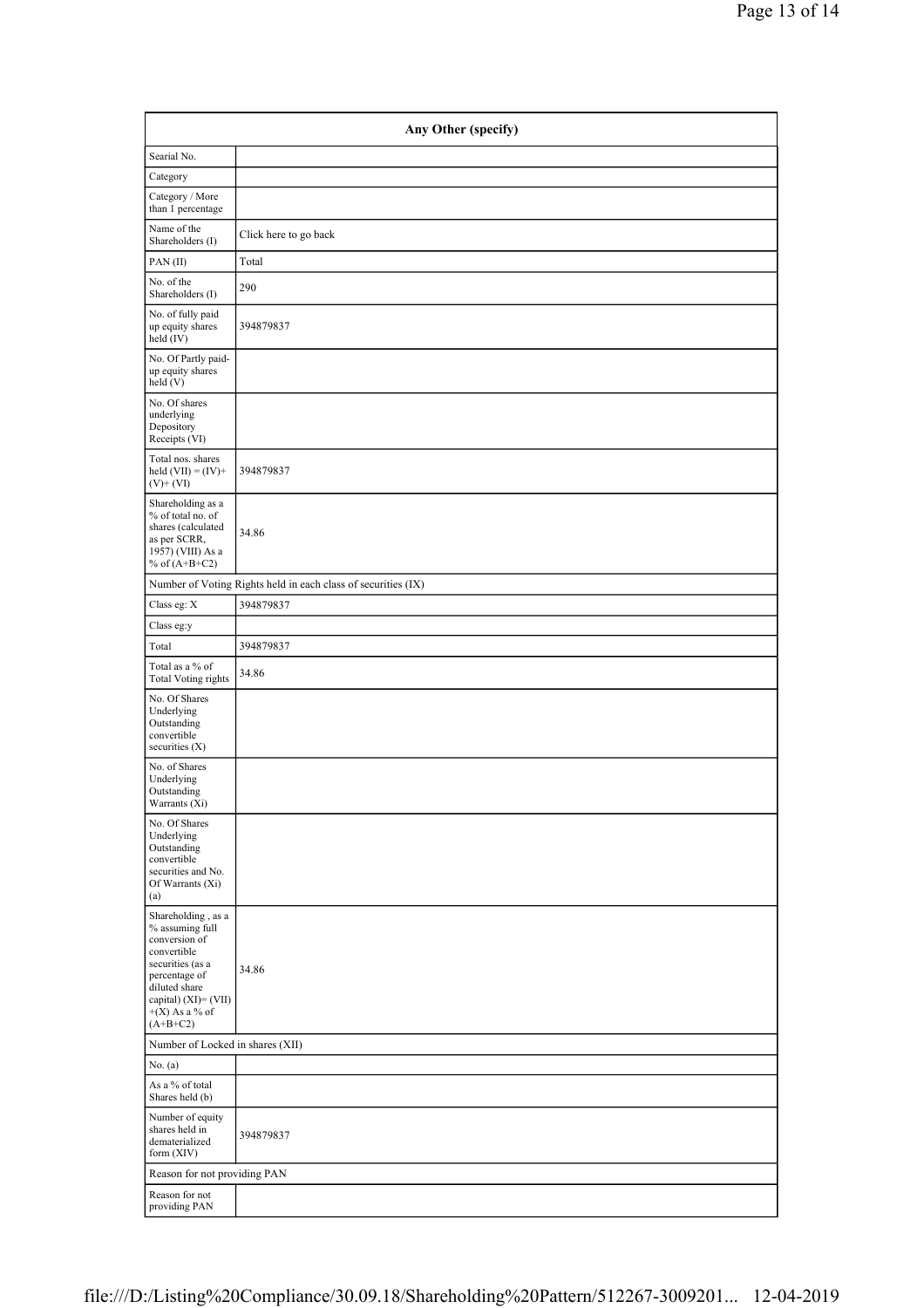| Any Other (specify) | |
|---|---|
| Searial No. | |
| Category | |
| Category / More than 1 percentage | |
| Name of the Shareholders (I) | Click here to go back |
| PAN (II) | Total |
| No. of the Shareholders (I) | 290 |
| No. of fully paid up equity shares held (IV) | 394879837 |
| No. Of Partly paid-up equity shares held (V) | |
| No. Of shares underlying Depository Receipts (VI) | |
| Total nos. shares held (VII) = (IV)+ (V)+ (VI) | 394879837 |
| Shareholding as a % of total no. of shares (calculated as per SCRR, 1957) (VIII) As a % of (A+B+C2) | 34.86 |
| Number of Voting Rights held in each class of securities (IX) | |
| Class eg: X | 394879837 |
| Class eg:y | |
| Total | 394879837 |
| Total as a % of Total Voting rights | 34.86 |
| No. Of Shares Underlying Outstanding convertible securities (X) | |
| No. of Shares Underlying Outstanding Warrants (Xi) | |
| No. Of Shares Underlying Outstanding convertible securities and No. Of Warrants (Xi) (a) | |
| Shareholding , as a % assuming full conversion of convertible securities (as a percentage of diluted share capital) (XI)= (VII) +(X) As a % of (A+B+C2) | 34.86 |
| Number of Locked in shares (XII) | |
| No. (a) | |
| As a % of total Shares held (b) | |
| Number of equity shares held in dematerialized form (XIV) | 394879837 |
| Reason for not providing PAN | |
| Reason for not providing PAN | |